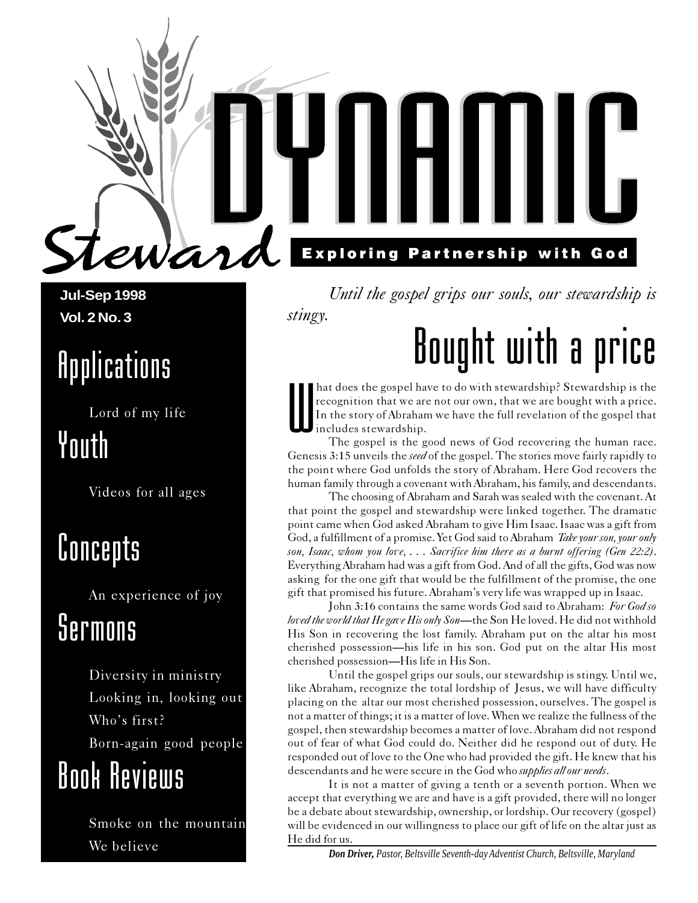# Steward DYNAMIC

**Exploring Partnership with God**

**Jul-Sep 1998**
**Vol. 2 No. 3**

## Applications

Lord of my life

## Youth

Videos for all ages

## Concepts

An experience of joy

## Sermons

Diversity in ministry

Looking in, looking out

Who's first?

Born-again good people

## Book Reviews

Smoke on the mountain

We believe

*Until the gospel grips our souls, our stewardship is stingy.*

# Bought with a price

What does the gospel have to do with stewardship? Stewardship is the recognition that we are not our own, that we are bought with a price. In the story of Abraham we have the full revelation of the gospel that includes stewardship.

The gospel is the good news of God recovering the human race. Genesis 3:15 unveils the *seed* of the gospel. The stories move fairly rapidly to the point where God unfolds the story of Abraham. Here God recovers the human family through a covenant with Abraham, his family, and descendants.

The choosing of Abraham and Sarah was sealed with the covenant. At that point the gospel and stewardship were linked together. The dramatic point came when God asked Abraham to give Him Isaac. Isaac was a gift from God, a fulfillment of a promise. Yet God said to Abraham *Take your son, your only son, Isaac, whom you love, . . . Sacrifice him there as a burnt offering (Gen 22:2)*. Everything Abraham had was a gift from God. And of all the gifts, God was now asking for the one gift that would be the fulfillment of the promise, the one gift that promised his future. Abraham's very life was wrapped up in Isaac.

John 3:16 contains the same words God said to Abraham: *For God so loved the world that He gave His only Son*—the Son He loved. He did not withhold His Son in recovering the lost family. Abraham put on the altar his most cherished possession—his life in his son. God put on the altar His most cherished possession—His life in His Son.

Until the gospel grips our souls, our stewardship is stingy. Until we, like Abraham, recognize the total lordship of Jesus, we will have difficulty placing on the altar our most cherished possession, ourselves. The gospel is not a matter of things; it is a matter of love. When we realize the fullness of the gospel, then stewardship becomes a matter of love. Abraham did not respond out of fear of what God could do. Neither did he respond out of duty. He responded out of love to the One who had provided the gift. He knew that his descendants and he were secure in the God who *supplies all our needs*.

It is not a matter of giving a tenth or a seventh portion. When we accept that everything we are and have is a gift provided, there will no longer be a debate about stewardship, ownership, or lordship. Our recovery (gospel) will be evidenced in our willingness to place our gift of life on the altar just as He did for us.

***Don Driver,*** *Pastor, Beltsville Seventh-day Adventist Church, Beltsville, Maryland*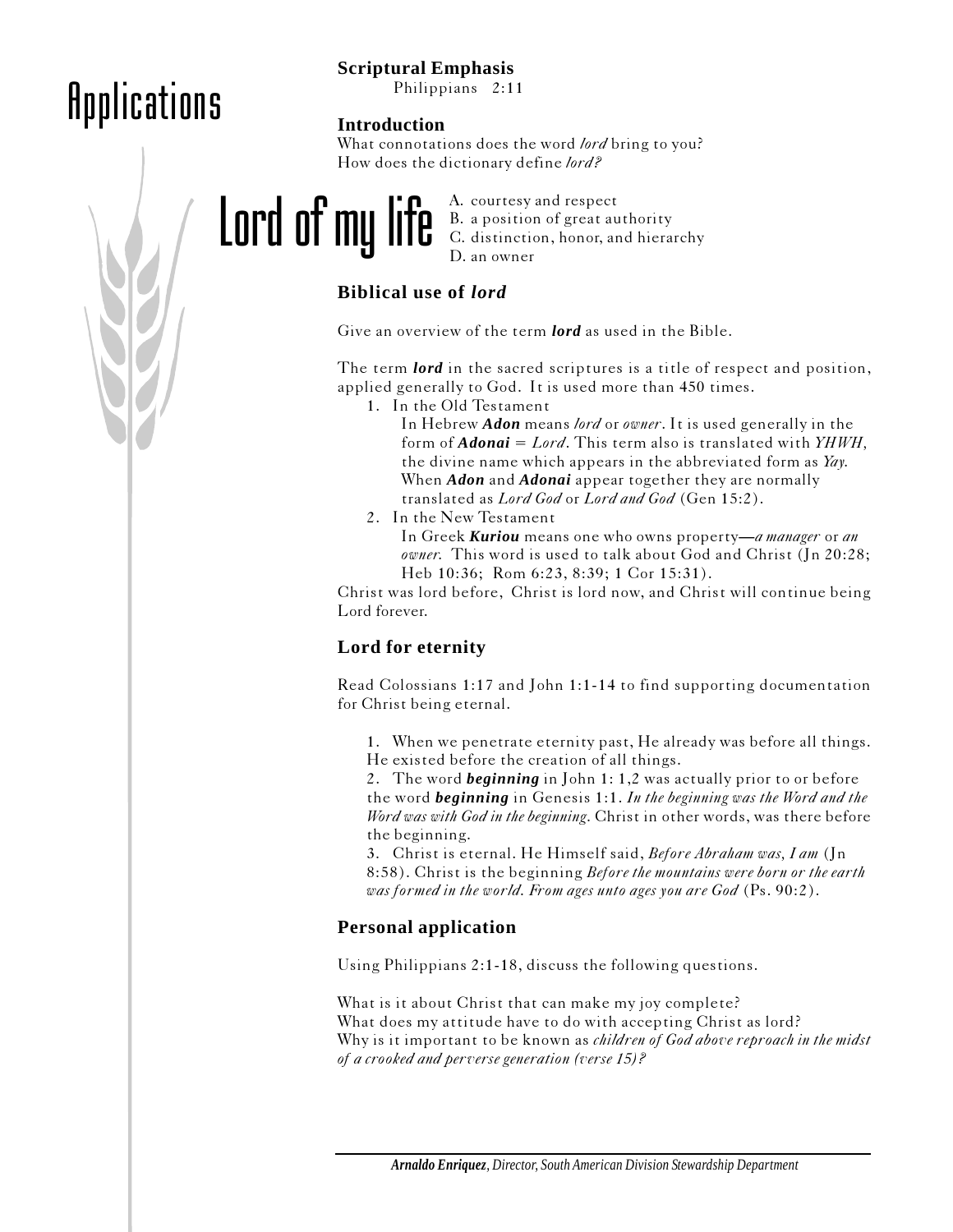# Applications

# Lord of my life

**Scriptural Emphasis**

Philippians 2:11

## Introduction

What connotations does the word *lord* bring to you?
How does the dictionary define *lord?*

A. courtesy and respect
B. a position of great authority
C. distinction, honor, and hierarchy
D. an owner

## Biblical use of *lord*

Give an overview of the term ***lord*** as used in the Bible.

The term ***lord*** in the sacred scriptures is a title of respect and position, applied generally to God. It is used more than 450 times.

1. In the Old Testament

   In Hebrew ***Adon*** means *lord* or *owner*. It is used generally in the form of ***Adonai*** = *Lord*. This term also is translated with *YHWH*, the divine name which appears in the abbreviated form as *Yay.* When ***Adon*** and ***Adonai*** appear together they are normally translated as *Lord God* or *Lord and God* (Gen 15:2).

2. In the New Testament

   In Greek ***Kuriou*** means one who owns property—*a manager* or *an owner.* This word is used to talk about God and Christ (Jn 20:28; Heb 10:36; Rom 6:23, 8:39; 1 Cor 15:31).

Christ was lord before, Christ is lord now, and Christ will continue being Lord forever.

## Lord for eternity

Read Colossians 1:17 and John 1:1-14 to find supporting documentation for Christ being eternal.

1. When we penetrate eternity past, He already was before all things. He existed before the creation of all things.
2. The word ***beginning*** in John 1: 1,2 was actually prior to or before the word ***beginning*** in Genesis 1:1. *In the beginning was the Word and the Word was with God in the beginning.* Christ in other words, was there before the beginning.
3. Christ is eternal. He Himself said, *Before Abraham was, I am* (Jn 8:58). Christ is the beginning *Before the mountains were born or the earth was formed in the world. From ages unto ages you are God* (Ps. 90:2).

## Personal application

Using Philippians 2:1-18, discuss the following questions.

What is it about Christ that can make my joy complete?
What does my attitude have to do with accepting Christ as lord?
Why is it important to be known as *children of God above reproach in the midst of a crooked and perverse generation (verse 15)?*

***Arnaldo Enriquez****, Director, South American Division Stewardship Department*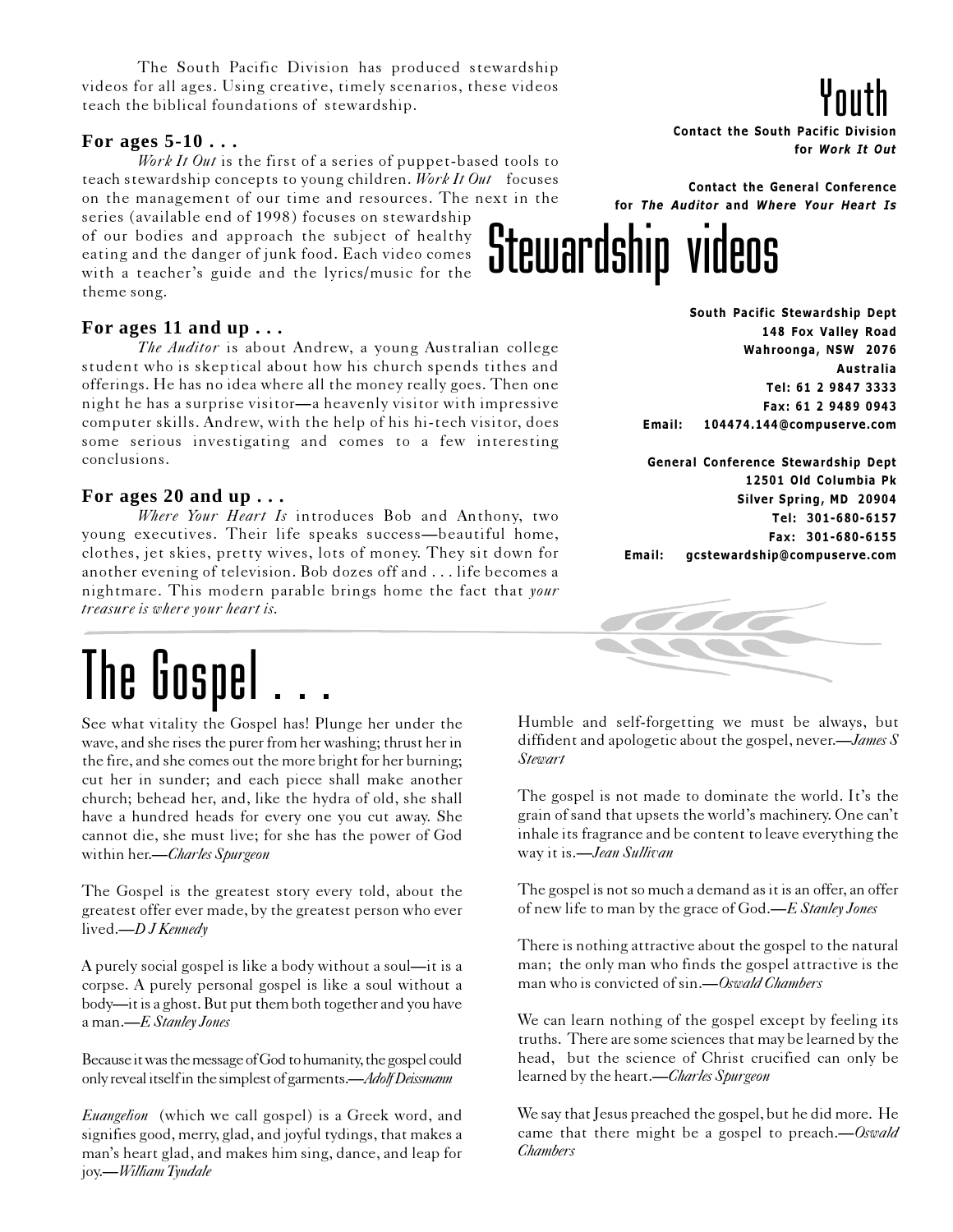# Stewardship videos

## Youth

The South Pacific Division has produced stewardship videos for all ages. Using creative, timely scenarios, these videos teach the biblical foundations of stewardship.

### For ages 5-10 . . .

*Work It Out* is the first of a series of puppet-based tools to teach stewardship concepts to young children. *Work It Out* focuses on the management of our time and resources. The next in the series (available end of 1998) focuses on stewardship of our bodies and approach the subject of healthy eating and the danger of junk food. Each video comes with a teacher's guide and the lyrics/music for the theme song.

### For ages 11 and up . . .

*The Auditor* is about Andrew, a young Australian college student who is skeptical about how his church spends tithes and offerings. He has no idea where all the money really goes. Then one night he has a surprise visitor—a heavenly visitor with impressive computer skills. Andrew, with the help of his hi-tech visitor, does some serious investigating and comes to a few interesting conclusions.

### For ages 20 and up . . .

*Where Your Heart Is* introduces Bob and Anthony, two young executives. Their life speaks success—beautiful home, clothes, jet skies, pretty wives, lots of money. They sit down for another evening of television. Bob dozes off and . . . life becomes a nightmare. This modern parable brings home the fact that *your treasure is where your heart is.*

**Contact the South Pacific Division for *Work It Out***

**Contact the General Conference for *The Auditor* and *Where Your Heart Is***

**South Pacific Stewardship Dept**
**148 Fox Valley Road**
**Wahroonga, NSW 2076**
**Australia**
**Tel: 61 2 9847 3333**
**Fax: 61 2 9489 0943**
**Email: 104474.144@compuserve.com**

**General Conference Stewardship Dept**
**12501 Old Columbia Pk**
**Silver Spring, MD 20904**
**Tel: 301-680-6157**
**Fax: 301-680-6155**
**Email: gcstewardship@compuserve.com**

# The Gospel . . .

See what vitality the Gospel has! Plunge her under the wave, and she rises the purer from her washing; thrust her in the fire, and she comes out the more bright for her burning; cut her in sunder; and each piece shall make another church; behead her, and, like the hydra of old, she shall have a hundred heads for every one you cut away. She cannot die, she must live; for she has the power of God within her.—*Charles Spurgeon*

The Gospel is the greatest story every told, about the greatest offer ever made, by the greatest person who ever lived.—*D J Kennedy*

A purely social gospel is like a body without a soul—it is a corpse. A purely personal gospel is like a soul without a body—it is a ghost. But put them both together and you have a man.—*E Stanley Jones*

Because it was the message of God to humanity, the gospel could only reveal itself in the simplest of garments.—*Adolf Deissmann*

*Euangelion* (which we call gospel) is a Greek word, and signifies good, merry, glad, and joyful tydings, that makes a man's heart glad, and makes him sing, dance, and leap for joy.—*William Tyndale*

Humble and self-forgetting we must be always, but diffident and apologetic about the gospel, never.—*James S Stewart*

The gospel is not made to dominate the world. It's the grain of sand that upsets the world's machinery. One can't inhale its fragrance and be content to leave everything the way it is.—*Jean Sullivan*

The gospel is not so much a demand as it is an offer, an offer of new life to man by the grace of God.—*E Stanley Jones*

There is nothing attractive about the gospel to the natural man; the only man who finds the gospel attractive is the man who is convicted of sin.—*Oswald Chambers*

We can learn nothing of the gospel except by feeling its truths. There are some sciences that may be learned by the head, but the science of Christ crucified can only be learned by the heart.—*Charles Spurgeon*

We say that Jesus preached the gospel, but he did more. He came that there might be a gospel to preach.—*Oswald Chambers*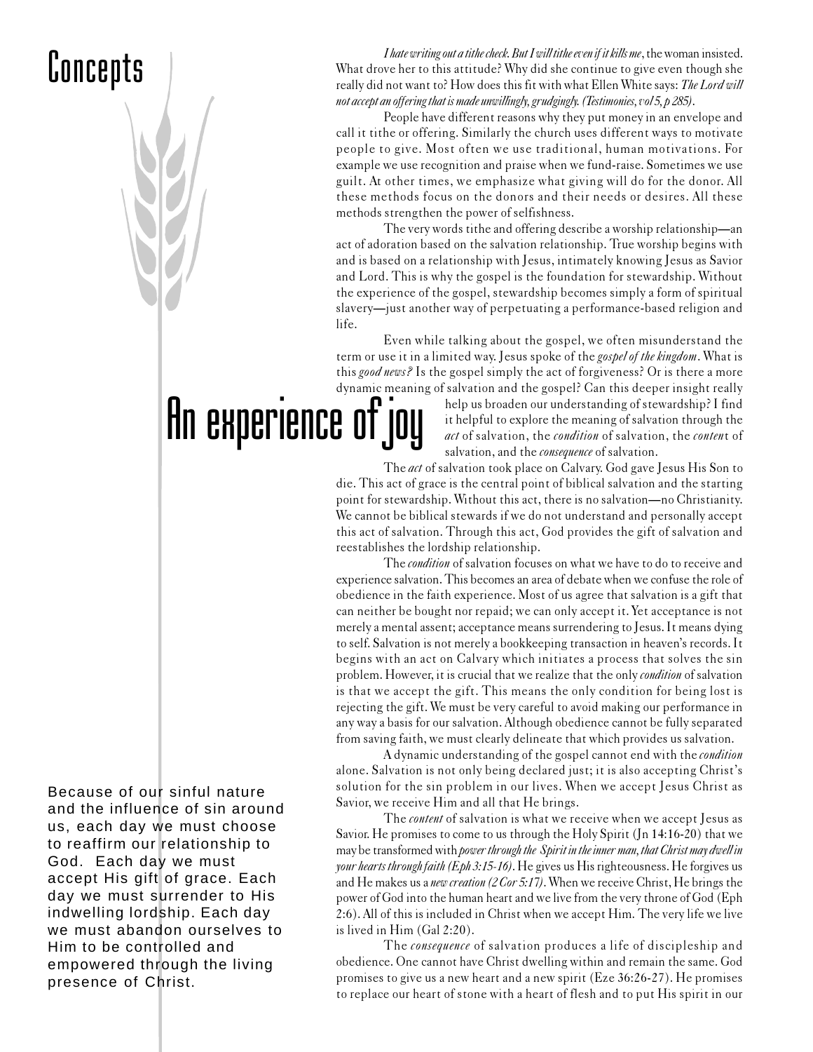# Concepts

## An experience of joy

*I hate writing out a tithe check. But I will tithe even if it kills me*, the woman insisted. What drove her to this attitude? Why did she continue to give even though she really did not want to? How does this fit with what Ellen White says: *The Lord will not accept an offering that is made unwillingly, grudgingly. (Testimonies, vol 5, p 285)*.

People have different reasons why they put money in an envelope and call it tithe or offering. Similarly the church uses different ways to motivate people to give. Most often we use traditional, human motivations. For example we use recognition and praise when we fund-raise. Sometimes we use guilt. At other times, we emphasize what giving will do for the donor. All these methods focus on the donors and their needs or desires. All these methods strengthen the power of selfishness.

The very words tithe and offering describe a worship relationship—an act of adoration based on the salvation relationship. True worship begins with and is based on a relationship with Jesus, intimately knowing Jesus as Savior and Lord. This is why the gospel is the foundation for stewardship. Without the experience of the gospel, stewardship becomes simply a form of spiritual slavery—just another way of perpetuating a performance-based religion and life.

Even while talking about the gospel, we often misunderstand the term or use it in a limited way. Jesus spoke of the *gospel of the kingdom*. What is this *good news?* Is the gospel simply the act of forgiveness? Or is there a more dynamic meaning of salvation and the gospel? Can this deeper insight really help us broaden our understanding of stewardship? I find it helpful to explore the meaning of salvation through the *act* of salvation, the *condition* of salvation, the *content* of salvation, and the *consequence* of salvation.

The *act* of salvation took place on Calvary. God gave Jesus His Son to die. This act of grace is the central point of biblical salvation and the starting point for stewardship. Without this act, there is no salvation—no Christianity. We cannot be biblical stewards if we do not understand and personally accept this act of salvation. Through this act, God provides the gift of salvation and reestablishes the lordship relationship.

The *condition* of salvation focuses on what we have to do to receive and experience salvation. This becomes an area of debate when we confuse the role of obedience in the faith experience. Most of us agree that salvation is a gift that can neither be bought nor repaid; we can only accept it. Yet acceptance is not merely a mental assent; acceptance means surrendering to Jesus. It means dying to self. Salvation is not merely a bookkeeping transaction in heaven's records. It begins with an act on Calvary which initiates a process that solves the sin problem. However, it is crucial that we realize that the only *condition* of salvation is that we accept the gift. This means the only condition for being lost is rejecting the gift. We must be very careful to avoid making our performance in any way a basis for our salvation. Although obedience cannot be fully separated from saving faith, we must clearly delineate that which provides us salvation.

A dynamic understanding of the gospel cannot end with the *condition* alone. Salvation is not only being declared just; it is also accepting Christ's solution for the sin problem in our lives. When we accept Jesus Christ as Savior, we receive Him and all that He brings.

The *content* of salvation is what we receive when we accept Jesus as Savior. He promises to come to us through the Holy Spirit (Jn 14:16-20) that we may be transformed with *power through the Spirit in the inner man, that Christ may dwell in your hearts through faith (Eph 3:15-16)*. He gives us His righteousness. He forgives us and He makes us a *new creation (2 Cor 5:17)*. When we receive Christ, He brings the power of God into the human heart and we live from the very throne of God (Eph 2:6). All of this is included in Christ when we accept Him. The very life we live is lived in Him (Gal 2:20).

The *consequence* of salvation produces a life of discipleship and obedience. One cannot have Christ dwelling within and remain the same. God promises to give us a new heart and a new spirit (Eze 36:26-27). He promises to replace our heart of stone with a heart of flesh and to put His spirit in our

Because of our sinful nature and the influence of sin around us, each day we must choose to reaffirm our relationship to God. Each day we must accept His gift of grace. Each day we must surrender to His indwelling lordship. Each day we must abandon ourselves to Him to be controlled and empowered through the living presence of Christ.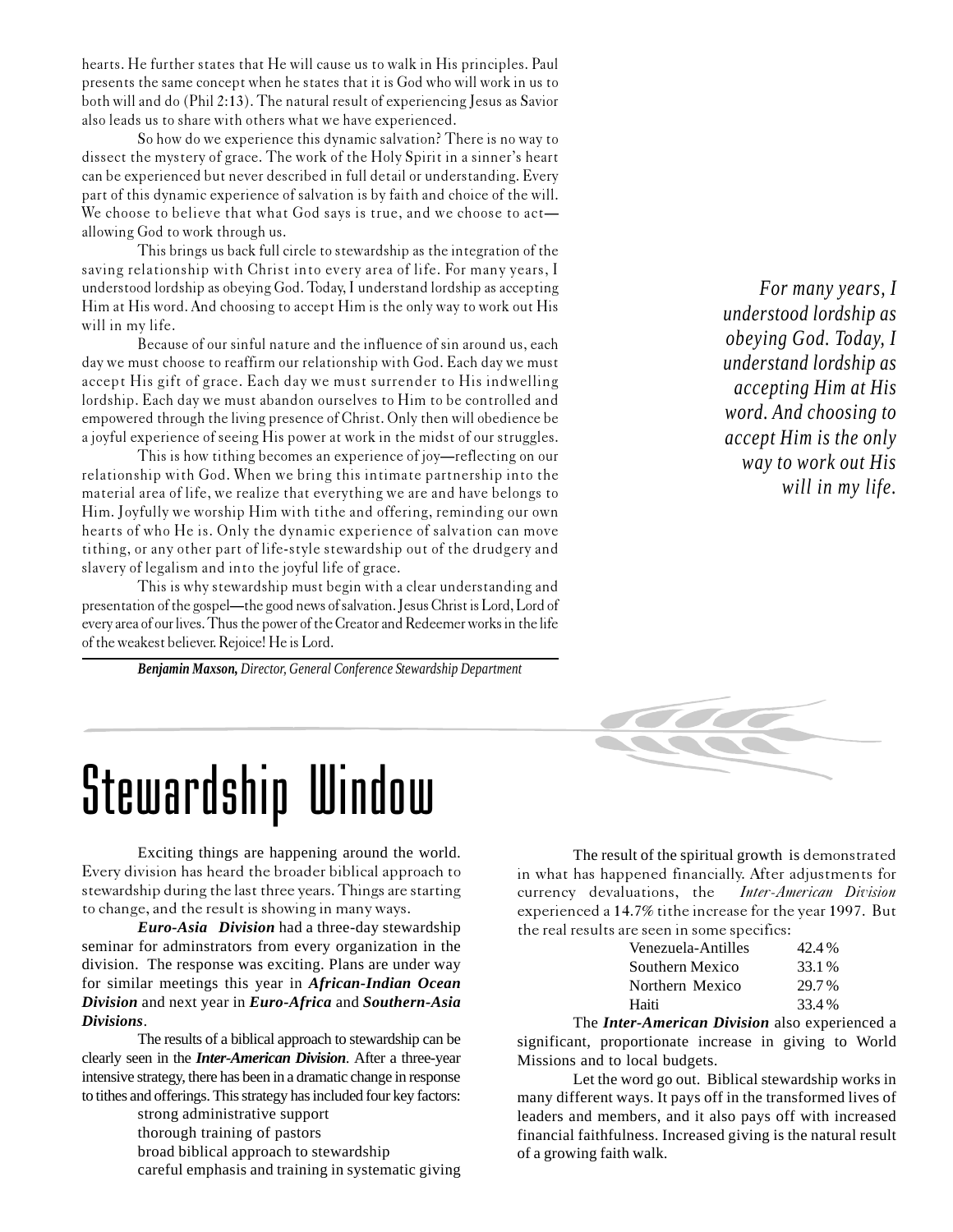hearts. He further states that He will cause us to walk in His principles. Paul presents the same concept when he states that it is God who will work in us to both will and do (Phil 2:13). The natural result of experiencing Jesus as Savior also leads us to share with others what we have experienced.

So how do we experience this dynamic salvation? There is no way to dissect the mystery of grace. The work of the Holy Spirit in a sinner's heart can be experienced but never described in full detail or understanding. Every part of this dynamic experience of salvation is by faith and choice of the will. We choose to believe that what God says is true, and we choose to act—allowing God to work through us.

This brings us back full circle to stewardship as the integration of the saving relationship with Christ into every area of life. For many years, I understood lordship as obeying God. Today, I understand lordship as accepting Him at His word. And choosing to accept Him is the only way to work out His will in my life.

> *For many years, I understood lordship as obeying God. Today, I understand lordship as accepting Him at His word. And choosing to accept Him is the only way to work out His will in my life.*

Because of our sinful nature and the influence of sin around us, each day we must choose to reaffirm our relationship with God. Each day we must accept His gift of grace. Each day we must surrender to His indwelling lordship. Each day we must abandon ourselves to Him to be controlled and empowered through the living presence of Christ. Only then will obedience be a joyful experience of seeing His power at work in the midst of our struggles.

This is how tithing becomes an experience of joy—reflecting on our relationship with God. When we bring this intimate partnership into the material area of life, we realize that everything we are and have belongs to Him. Joyfully we worship Him with tithe and offering, reminding our own hearts of who He is. Only the dynamic experience of salvation can move tithing, or any other part of life-style stewardship out of the drudgery and slavery of legalism and into the joyful life of grace.

This is why stewardship must begin with a clear understanding and presentation of the gospel—the good news of salvation. Jesus Christ is Lord, Lord of every area of our lives. Thus the power of the Creator and Redeemer works in the life of the weakest believer. Rejoice! He is Lord.

***Benjamin Maxson,*** *Director, General Conference Stewardship Department*

# Stewardship Window

Exciting things are happening around the world. Every division has heard the broader biblical approach to stewardship during the last three years. Things are starting to change, and the result is showing in many ways.

***Euro-Asia Division*** had a three-day stewardship seminar for adminstrators from every organization in the division. The response was exciting. Plans are under way for similar meetings this year in ***African-Indian Ocean Division*** and next year in ***Euro-Africa*** and ***Southern-Asia Divisions***.

The results of a biblical approach to stewardship can be clearly seen in the ***Inter-American Division***. After a three-year intensive strategy, there has been in a dramatic change in response to tithes and offerings. This strategy has included four key factors:

- strong administrative support
- thorough training of pastors
- broad biblical approach to stewardship
- careful emphasis and training in systematic giving

The result of the spiritual growth is demonstrated in what has happened financially. After adjustments for currency devaluations, the *Inter-American Division* experienced a 14.7% tithe increase for the year 1997. But the real results are seen in some specifics:

| | |
|---|---|
| Venezuela-Antilles | 42.4% |
| Southern Mexico | 33.1% |
| Northern Mexico | 29.7% |
| Haiti | 33.4% |

The ***Inter-American Division*** also experienced a significant, proportionate increase in giving to World Missions and to local budgets.

Let the word go out. Biblical stewardship works in many different ways. It pays off in the transformed lives of leaders and members, and it also pays off with increased financial faithfulness. Increased giving is the natural result of a growing faith walk.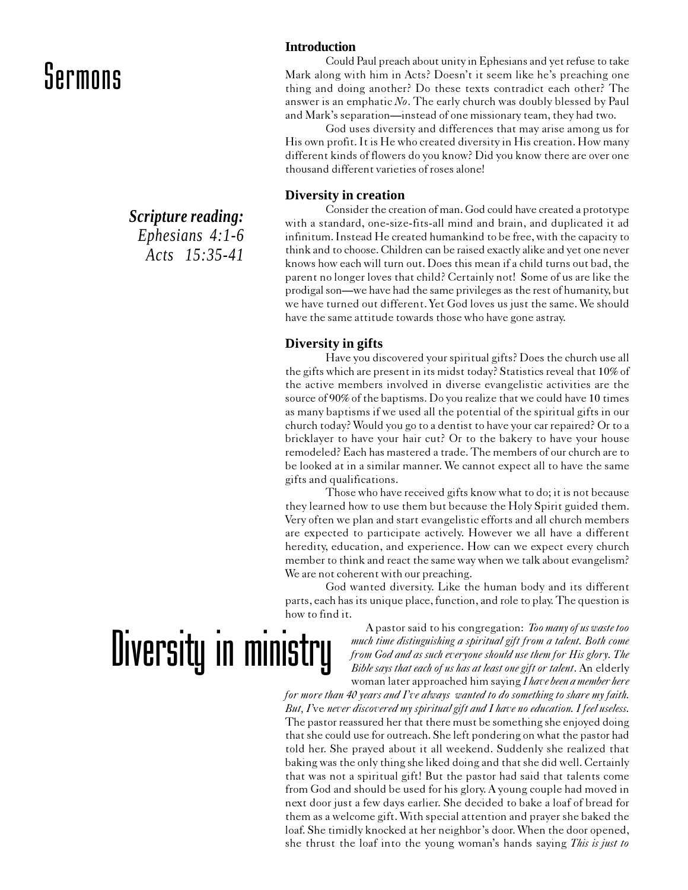# Sermons

# Diversity in ministry

***Scripture reading:***
*Ephesians 4:1-6*
*Acts 15:35-41*

### Introduction

Could Paul preach about unity in Ephesians and yet refuse to take Mark along with him in Acts? Doesn't it seem like he's preaching one thing and doing another? Do these texts contradict each other? The answer is an emphatic *No*. The early church was doubly blessed by Paul and Mark's separation—instead of one missionary team, they had two.

God uses diversity and differences that may arise among us for His own profit. It is He who created diversity in His creation. How many different kinds of flowers do you know? Did you know there are over one thousand different varieties of roses alone!

### Diversity in creation

Consider the creation of man. God could have created a prototype with a standard, one-size-fits-all mind and brain, and duplicated it ad infinitum. Instead He created humankind to be free, with the capacity to think and to choose. Children can be raised exactly alike and yet one never knows how each will turn out. Does this mean if a child turns out bad, the parent no longer loves that child? Certainly not! Some of us are like the prodigal son—we have had the same privileges as the rest of humanity, but we have turned out different. Yet God loves us just the same. We should have the same attitude towards those who have gone astray.

### Diversity in gifts

Have you discovered your spiritual gifts? Does the church use all the gifts which are present in its midst today? Statistics reveal that 10% of the active members involved in diverse evangelistic activities are the source of 90% of the baptisms. Do you realize that we could have 10 times as many baptisms if we used all the potential of the spiritual gifts in our church today? Would you go to a dentist to have your car repaired? Or to a bricklayer to have your hair cut? Or to the bakery to have your house remodeled? Each has mastered a trade. The members of our church are to be looked at in a similar manner. We cannot expect all to have the same gifts and qualifications.

Those who have received gifts know what to do; it is not because they learned how to use them but because the Holy Spirit guided them. Very often we plan and start evangelistic efforts and all church members are expected to participate actively. However we all have a different heredity, education, and experience. How can we expect every church member to think and react the same way when we talk about evangelism? We are not coherent with our preaching.

God wanted diversity. Like the human body and its different parts, each has its unique place, function, and role to play. The question is how to find it.

A pastor said to his congregation: *Too many of us waste too much time distinguishing a spiritual gift from a talent. Both come from God and as such everyone should use them for His glory. The Bible says that each of us has at least one gift or talent*. An elderly woman later approached him saying *I have been a member here for more than 40 years and I've always wanted to do something to share my faith. But, I've never discovered my spiritual gift and I have no education. I feel useless.* The pastor reassured her that there must be something she enjoyed doing that she could use for outreach. She left pondering on what the pastor had told her. She prayed about it all weekend. Suddenly she realized that baking was the only thing she liked doing and that she did well. Certainly that was not a spiritual gift! But the pastor had said that talents come from God and should be used for his glory. A young couple had moved in next door just a few days earlier. She decided to bake a loaf of bread for them as a welcome gift. With special attention and prayer she baked the loaf. She timidly knocked at her neighbor's door. When the door opened, she thrust the loaf into the young woman's hands saying *This is just to*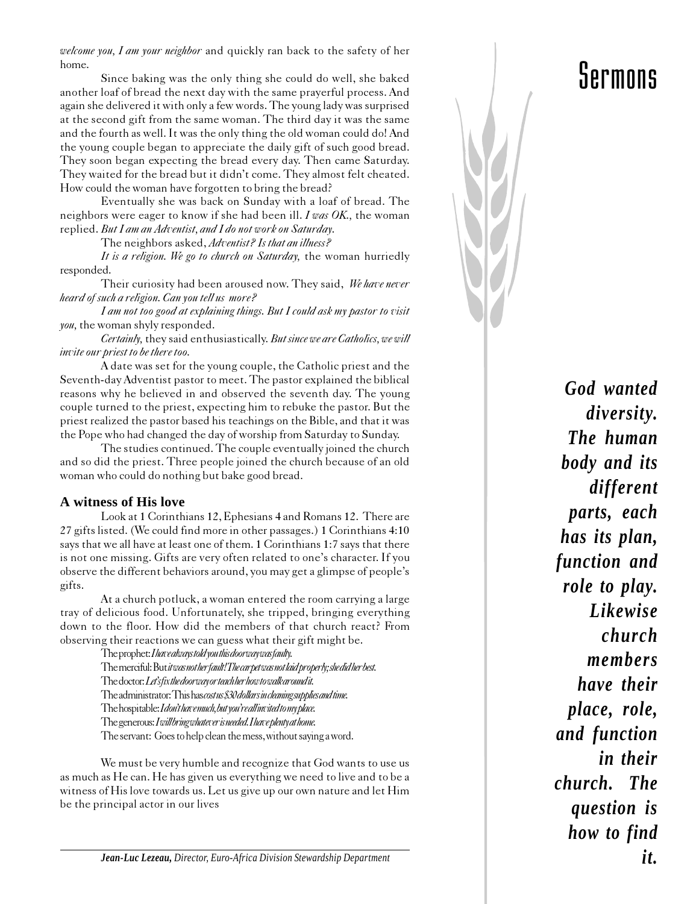*welcome you, I am your neighbor* and quickly ran back to the safety of her home.

Since baking was the only thing she could do well, she baked another loaf of bread the next day with the same prayerful process. And again she delivered it with only a few words. The young lady was surprised at the second gift from the same woman. The third day it was the same and the fourth as well. It was the only thing the old woman could do! And the young couple began to appreciate the daily gift of such good bread. They soon began expecting the bread every day. Then came Saturday. They waited for the bread but it didn't come. They almost felt cheated. How could the woman have forgotten to bring the bread?

Eventually she was back on Sunday with a loaf of bread. The neighbors were eager to know if she had been ill. *I was OK.,* the woman replied. *But I am an Adventist, and I do not work on Saturday.*

The neighbors asked, *Adventist? Is that an illness?*

*It is a religion. We go to church on Saturday,* the woman hurriedly responded.

Their curiosity had been aroused now. They said, *We have never heard of such a religion. Can you tell us more?*

*I am not too good at explaining things. But I could ask my pastor to visit you,* the woman shyly responded.

*Certainly,* they said enthusiastically. *But since we are Catholics, we will invite our priest to be there too.*

A date was set for the young couple, the Catholic priest and the Seventh-day Adventist pastor to meet. The pastor explained the biblical reasons why he believed in and observed the seventh day. The young couple turned to the priest, expecting him to rebuke the pastor. But the priest realized the pastor based his teachings on the Bible, and that it was the Pope who had changed the day of worship from Saturday to Sunday.

The studies continued. The couple eventually joined the church and so did the priest. Three people joined the church because of an old woman who could do nothing but bake good bread.

## A witness of His love

Look at 1 Corinthians 12, Ephesians 4 and Romans 12. There are 27 gifts listed. (We could find more in other passages.) 1 Corinthians 4:10 says that we all have at least one of them. 1 Corinthians 1:7 says that there is not one missing. Gifts are very often related to one's character. If you observe the different behaviors around, you may get a glimpse of people's gifts.

At a church potluck, a woman entered the room carrying a large tray of delicious food. Unfortunately, she tripped, bringing everything down to the floor. How did the members of that church react? From observing their reactions we can guess what their gift might be.

The prophet: *I have always told you this doorway was faulty.*
The merciful: But *it was not her fault! The carpet was not laid properly; she did her best.*
The doctor: *Let's fix the doorway or teach her how to walk around it.*
The administrator: This has *cost us $30 dollars in cleaning supplies and time.*
The hospitable: *I don't have much, but you're all invited to my place.*
The generous: *I will bring whatever is needed. I have plenty at home.*
The servant: Goes to help clean the mess, without saying a word.

We must be very humble and recognize that God wants to use us as much as He can. He has given us everything we need to live and to be a witness of His love towards us. Let us give up our own nature and let Him be the principal actor in our lives

***God wanted diversity. The human body and its different parts, each has its plan, function and role to play. Likewise church members have their place, role, and function in their church. The question is how to find it.***

***Jean-Luc Lezeau,*** *Director, Euro-Africa Division Stewardship Department*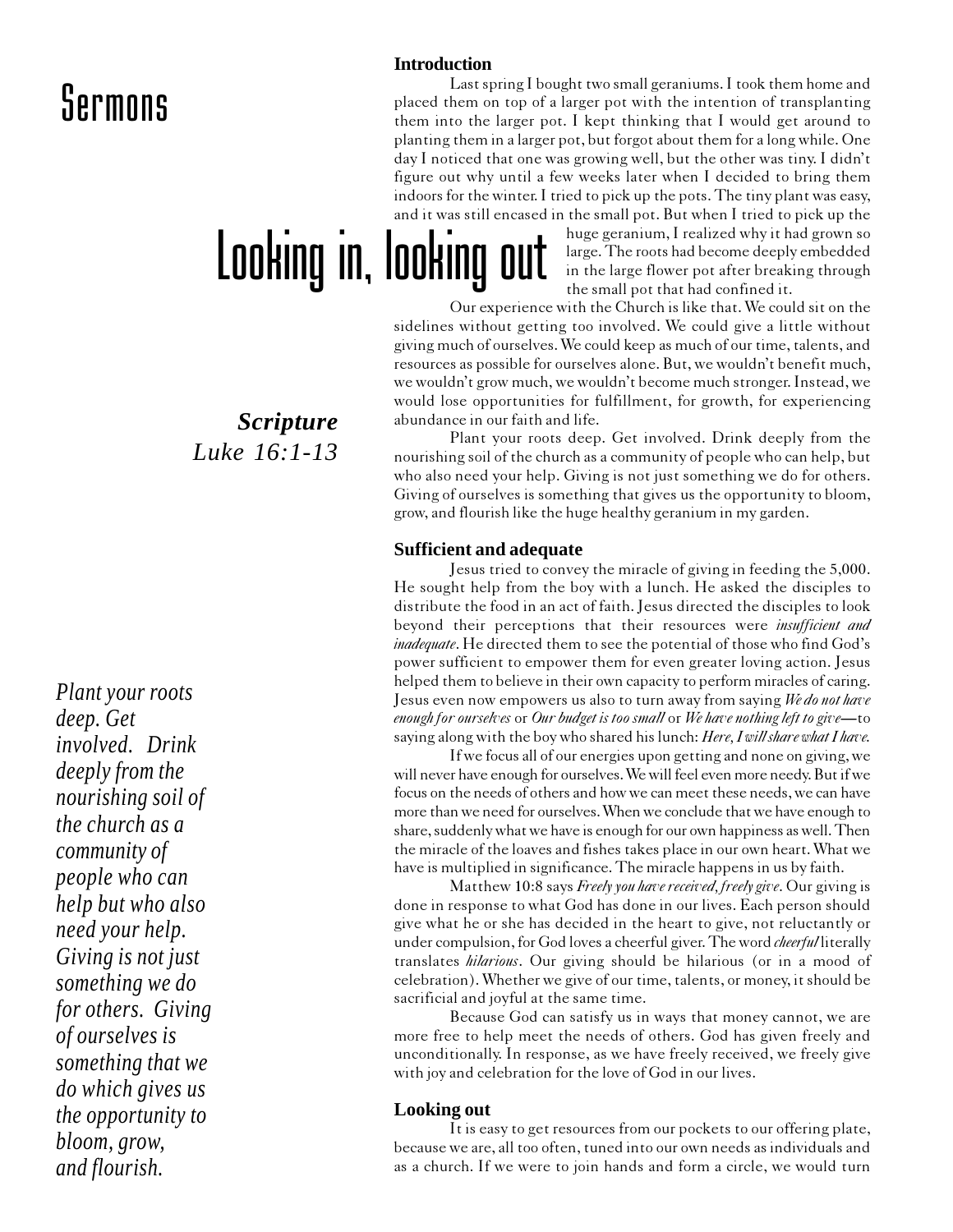# Sermons

# Looking in, looking out

***Scripture***
*Luke 16:1-13*

### Introduction

Last spring I bought two small geraniums. I took them home and placed them on top of a larger pot with the intention of transplanting them into the larger pot. I kept thinking that I would get around to planting them in a larger pot, but forgot about them for a long while. One day I noticed that one was growing well, but the other was tiny. I didn't figure out why until a few weeks later when I decided to bring them indoors for the winter. I tried to pick up the pots. The tiny plant was easy, and it was still encased in the small pot. But when I tried to pick up the huge geranium, I realized why it had grown so large. The roots had become deeply embedded in the large flower pot after breaking through the small pot that had confined it.

Our experience with the Church is like that. We could sit on the sidelines without getting too involved. We could give a little without giving much of ourselves. We could keep as much of our time, talents, and resources as possible for ourselves alone. But, we wouldn't benefit much, we wouldn't grow much, we wouldn't become much stronger. Instead, we would lose opportunities for fulfillment, for growth, for experiencing abundance in our faith and life.

Plant your roots deep. Get involved. Drink deeply from the nourishing soil of the church as a community of people who can help, but who also need your help. Giving is not just something we do for others. Giving of ourselves is something that gives us the opportunity to bloom, grow, and flourish like the huge healthy geranium in my garden.

*Plant your roots deep. Get involved. Drink deeply from the nourishing soil of the church as a community of people who can help but who also need your help. Giving is not just something we do for others. Giving of ourselves is something that we do which gives us the opportunity to bloom, grow, and flourish.*

### Sufficient and adequate

Jesus tried to convey the miracle of giving in feeding the 5,000. He sought help from the boy with a lunch. He asked the disciples to distribute the food in an act of faith. Jesus directed the disciples to look beyond their perceptions that their resources were *insufficient and inadequate*. He directed them to see the potential of those who find God's power sufficient to empower them for even greater loving action. Jesus helped them to believe in their own capacity to perform miracles of caring. Jesus even now empowers us also to turn away from saying *We do not have enough for ourselves* or *Our budget is too small* or *We have nothing left to give*—to saying along with the boy who shared his lunch: *Here, I will share what I have.*

If we focus all of our energies upon getting and none on giving, we will never have enough for ourselves. We will feel even more needy. But if we focus on the needs of others and how we can meet these needs, we can have more than we need for ourselves. When we conclude that we have enough to share, suddenly what we have is enough for our own happiness as well. Then the miracle of the loaves and fishes takes place in our own heart. What we have is multiplied in significance. The miracle happens in us by faith.

Matthew 10:8 says *Freely you have received, freely give*. Our giving is done in response to what God has done in our lives. Each person should give what he or she has decided in the heart to give, not reluctantly or under compulsion, for God loves a cheerful giver. The word *cheerful* literally translates *hilarious*. Our giving should be hilarious (or in a mood of celebration). Whether we give of our time, talents, or money, it should be sacrificial and joyful at the same time.

Because God can satisfy us in ways that money cannot, we are more free to help meet the needs of others. God has given freely and unconditionally. In response, as we have freely received, we freely give with joy and celebration for the love of God in our lives.

### Looking out

It is easy to get resources from our pockets to our offering plate, because we are, all too often, tuned into our own needs as individuals and as a church. If we were to join hands and form a circle, we would turn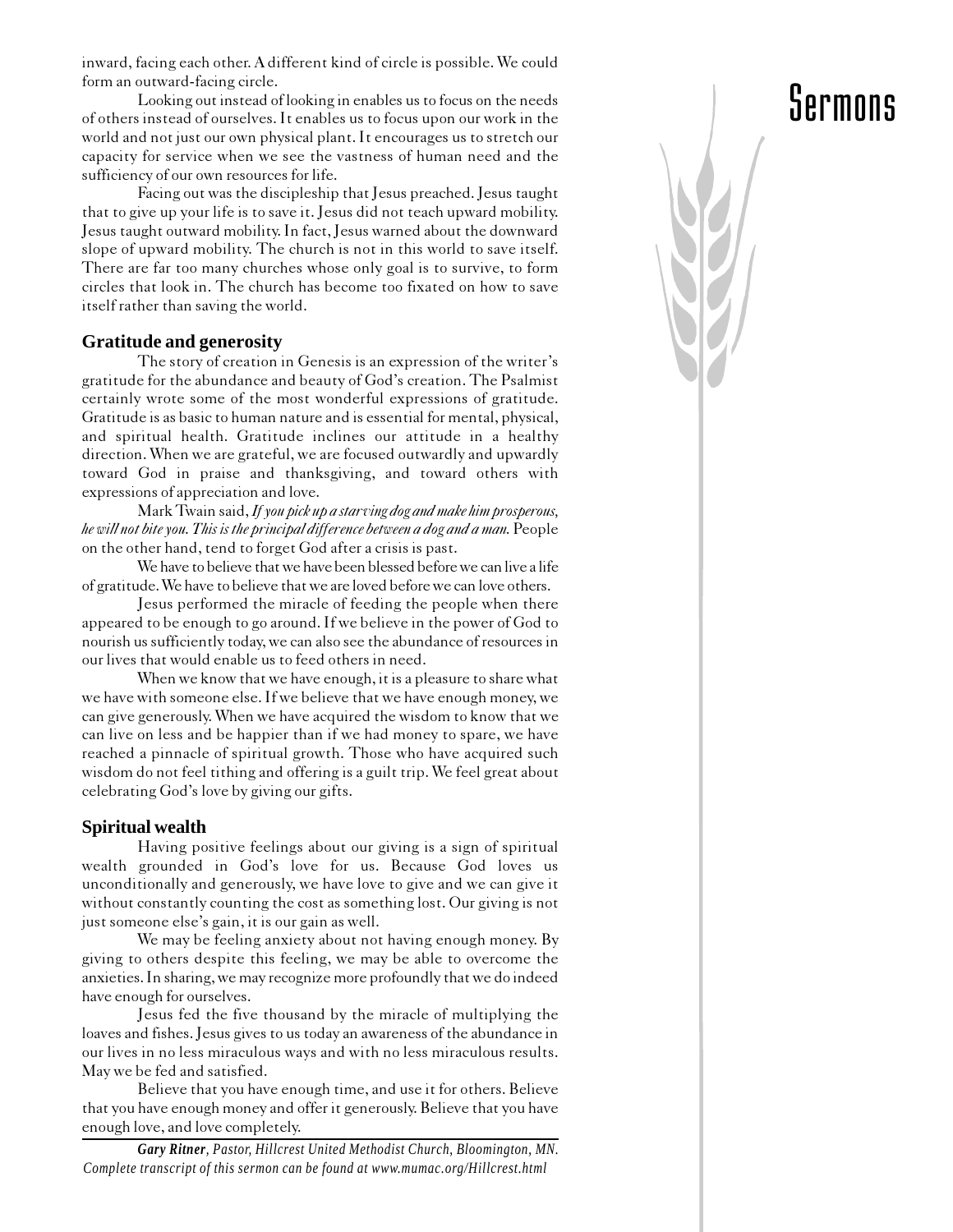inward, facing each other. A different kind of circle is possible. We could form an outward-facing circle.

Looking out instead of looking in enables us to focus on the needs of others instead of ourselves. It enables us to focus upon our work in the world and not just our own physical plant. It encourages us to stretch our capacity for service when we see the vastness of human need and the sufficiency of our own resources for life.

Facing out was the discipleship that Jesus preached. Jesus taught that to give up your life is to save it. Jesus did not teach upward mobility. Jesus taught outward mobility. In fact, Jesus warned about the downward slope of upward mobility. The church is not in this world to save itself. There are far too many churches whose only goal is to survive, to form circles that look in. The church has become too fixated on how to save itself rather than saving the world.

## Gratitude and generosity

The story of creation in Genesis is an expression of the writer's gratitude for the abundance and beauty of God's creation. The Psalmist certainly wrote some of the most wonderful expressions of gratitude. Gratitude is as basic to human nature and is essential for mental, physical, and spiritual health. Gratitude inclines our attitude in a healthy direction. When we are grateful, we are focused outwardly and upwardly toward God in praise and thanksgiving, and toward others with expressions of appreciation and love.

Mark Twain said, *If you pick up a starving dog and make him prosperous, he will not bite you. This is the principal difference between a dog and a man.* People on the other hand, tend to forget God after a crisis is past.

We have to believe that we have been blessed before we can live a life of gratitude. We have to believe that we are loved before we can love others.

Jesus performed the miracle of feeding the people when there appeared to be enough to go around. If we believe in the power of God to nourish us sufficiently today, we can also see the abundance of resources in our lives that would enable us to feed others in need.

When we know that we have enough, it is a pleasure to share what we have with someone else. If we believe that we have enough money, we can give generously. When we have acquired the wisdom to know that we can live on less and be happier than if we had money to spare, we have reached a pinnacle of spiritual growth. Those who have acquired such wisdom do not feel tithing and offering is a guilt trip. We feel great about celebrating God's love by giving our gifts.

## Spiritual wealth

Having positive feelings about our giving is a sign of spiritual wealth grounded in God's love for us. Because God loves us unconditionally and generously, we have love to give and we can give it without constantly counting the cost as something lost. Our giving is not just someone else's gain, it is our gain as well.

We may be feeling anxiety about not having enough money. By giving to others despite this feeling, we may be able to overcome the anxieties. In sharing, we may recognize more profoundly that we do indeed have enough for ourselves.

Jesus fed the five thousand by the miracle of multiplying the loaves and fishes. Jesus gives to us today an awareness of the abundance in our lives in no less miraculous ways and with no less miraculous results. May we be fed and satisfied.

Believe that you have enough time, and use it for others. Believe that you have enough money and offer it generously. Believe that you have enough love, and love completely.

***Gary Ritner**, Pastor, Hillcrest United Methodist Church, Bloomington, MN. Complete transcript of this sermon can be found at www.mumac.org/Hillcrest.html*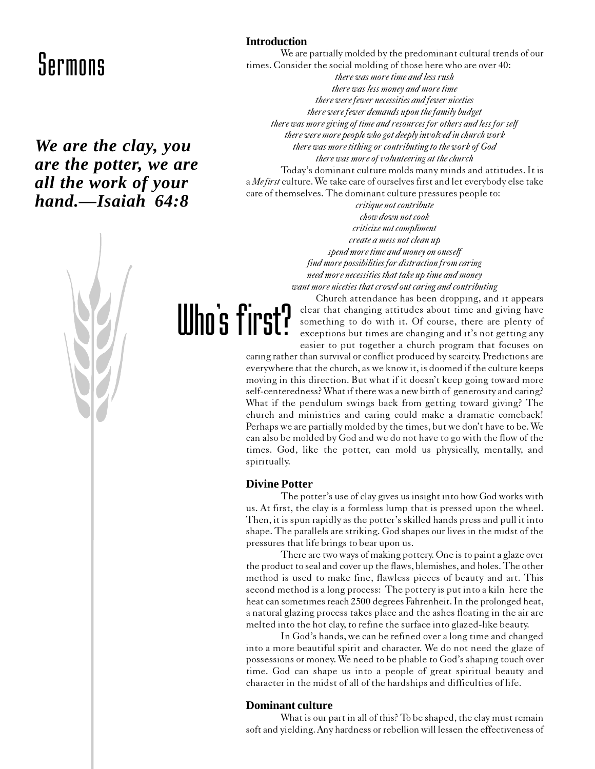# Sermons

***We are the clay, you are the potter, we are all the work of your hand.—Isaiah 64:8***

## Who's first?

### Introduction

We are partially molded by the predominant cultural trends of our times. Consider the social molding of those here who are over 40:

*there was more time and less rush*
*there was less money and more time*
*there were fewer necessities and fewer niceties*
*there were fewer demands upon the family budget*
*there was more giving of time and resources for others and less for self*
*there were more people who got deeply involved in church work*
*there was more tithing or contributing to the work of God*
*there was more of volunteering at the church*

Today's dominant culture molds many minds and attitudes. It is a *Me first* culture. We take care of ourselves first and let everybody else take care of themselves. The dominant culture pressures people to:

*critique not contribute*
*chow down not cook*
*criticize not compliment*
*create a mess not clean up*
*spend more time and money on oneself*
*find more possibilities for distraction from caring*
*need more necessities that take up time and money*
*want more niceties that crowd out caring and contributing*

Church attendance has been dropping, and it appears clear that changing attitudes about time and giving have something to do with it. Of course, there are plenty of exceptions but times are changing and it's not getting any easier to put together a church program that focuses on caring rather than survival or conflict produced by scarcity. Predictions are everywhere that the church, as we know it, is doomed if the culture keeps moving in this direction. But what if it doesn't keep going toward more self-centeredness? What if there was a new birth of generosity and caring? What if the pendulum swings back from getting toward giving? The church and ministries and caring could make a dramatic comeback! Perhaps we are partially molded by the times, but we don't have to be. We can also be molded by God and we do not have to go with the flow of the times. God, like the potter, can mold us physically, mentally, and spiritually.

### Divine Potter

The potter's use of clay gives us insight into how God works with us. At first, the clay is a formless lump that is pressed upon the wheel. Then, it is spun rapidly as the potter's skilled hands press and pull it into shape. The parallels are striking. God shapes our lives in the midst of the pressures that life brings to bear upon us.

There are two ways of making pottery. One is to paint a glaze over the product to seal and cover up the flaws, blemishes, and holes. The other method is used to make fine, flawless pieces of beauty and art. This second method is a long process: The pottery is put into a kiln here the heat can sometimes reach 2500 degrees Fahrenheit. In the prolonged heat, a natural glazing process takes place and the ashes floating in the air are melted into the hot clay, to refine the surface into glazed-like beauty.

In God's hands, we can be refined over a long time and changed into a more beautiful spirit and character. We do not need the glaze of possessions or money. We need to be pliable to God's shaping touch over time. God can shape us into a people of great spiritual beauty and character in the midst of all of the hardships and difficulties of life.

### Dominant culture

What is our part in all of this? To be shaped, the clay must remain soft and yielding. Any hardness or rebellion will lessen the effectiveness of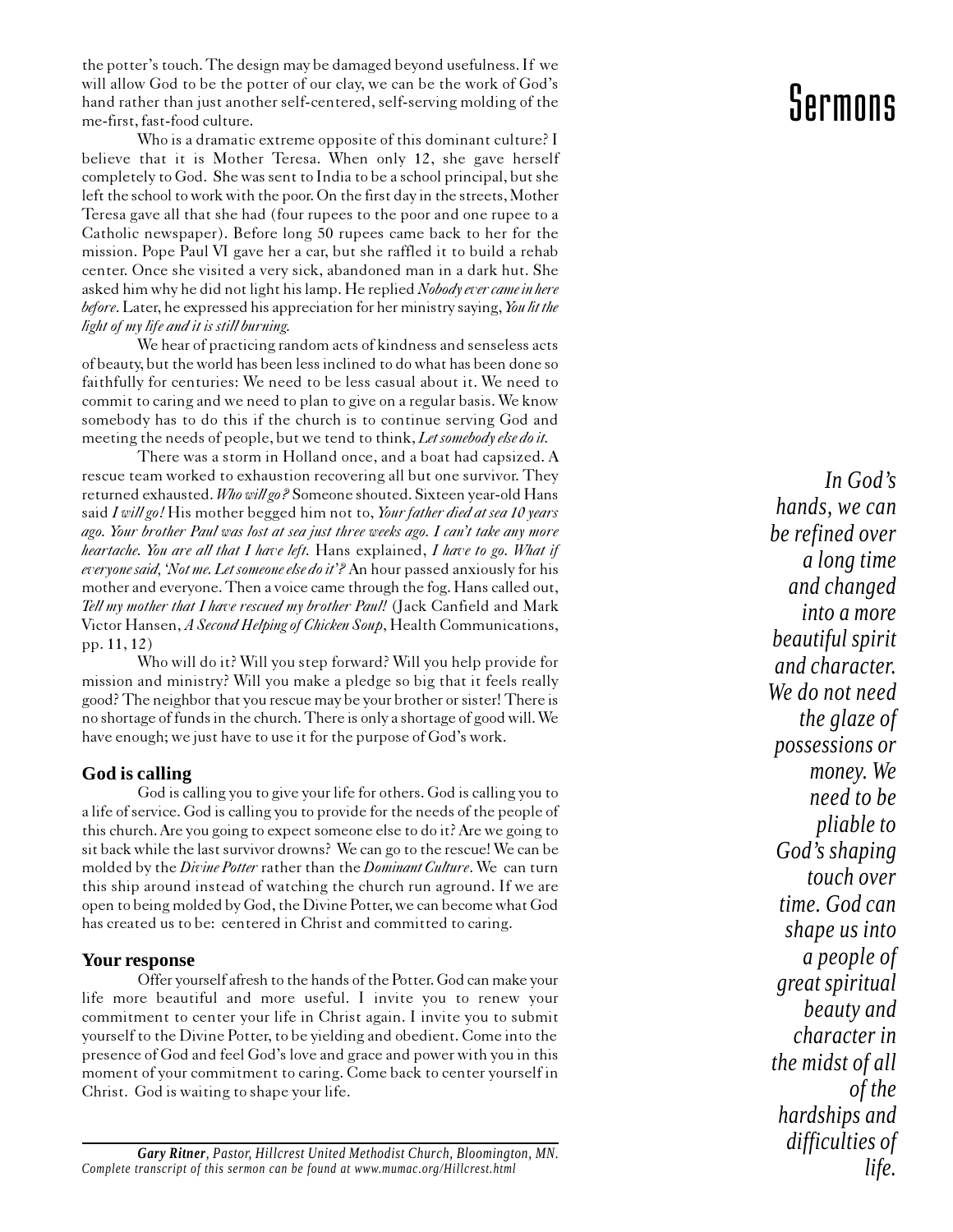the potter's touch. The design may be damaged beyond usefulness. If we will allow God to be the potter of our clay, we can be the work of God's hand rather than just another self-centered, self-serving molding of the me-first, fast-food culture.

Who is a dramatic extreme opposite of this dominant culture? I believe that it is Mother Teresa. When only 12, she gave herself completely to God. She was sent to India to be a school principal, but she left the school to work with the poor. On the first day in the streets, Mother Teresa gave all that she had (four rupees to the poor and one rupee to a Catholic newspaper). Before long 50 rupees came back to her for the mission. Pope Paul VI gave her a car, but she raffled it to build a rehab center. Once she visited a very sick, abandoned man in a dark hut. She asked him why he did not light his lamp. He replied *Nobody ever came in here before*. Later, he expressed his appreciation for her ministry saying, *You lit the light of my life and it is still burning.*

We hear of practicing random acts of kindness and senseless acts of beauty, but the world has been less inclined to do what has been done so faithfully for centuries: We need to be less casual about it. We need to commit to caring and we need to plan to give on a regular basis. We know somebody has to do this if the church is to continue serving God and meeting the needs of people, but we tend to think, *Let somebody else do it.*

There was a storm in Holland once, and a boat had capsized. A rescue team worked to exhaustion recovering all but one survivor. They returned exhausted. *Who will go?* Someone shouted. Sixteen year-old Hans said *I will go!* His mother begged him not to, *Your father died at sea 10 years ago. Your brother Paul was lost at sea just three weeks ago. I can't take any more heartache. You are all that I have left.* Hans explained, *I have to go. What if everyone said, 'Not me. Let someone else do it'?* An hour passed anxiously for his mother and everyone. Then a voice came through the fog. Hans called out, *Tell my mother that I have rescued my brother Paul!* (Jack Canfield and Mark Victor Hansen, *A Second Helping of Chicken Soup*, Health Communications, pp. 11, 12)

Who will do it? Will you step forward? Will you help provide for mission and ministry? Will you make a pledge so big that it feels really good? The neighbor that you rescue may be your brother or sister! There is no shortage of funds in the church. There is only a shortage of good will. We have enough; we just have to use it for the purpose of God's work.

## God is calling

God is calling you to give your life for others. God is calling you to a life of service. God is calling you to provide for the needs of the people of this church. Are you going to expect someone else to do it? Are we going to sit back while the last survivor drowns? We can go to the rescue! We can be molded by the *Divine Potter* rather than the *Dominant Culture*. We can turn this ship around instead of watching the church run aground. If we are open to being molded by God, the Divine Potter, we can become what God has created us to be: centered in Christ and committed to caring.

## Your response

Offer yourself afresh to the hands of the Potter. God can make your life more beautiful and more useful. I invite you to renew your commitment to center your life in Christ again. I invite you to submit yourself to the Divine Potter, to be yielding and obedient. Come into the presence of God and feel God's love and grace and power with you in this moment of your commitment to caring. Come back to center yourself in Christ. God is waiting to shape your life.

***Gary Ritner**, Pastor, Hillcrest United Methodist Church, Bloomington, MN.*
*Complete transcript of this sermon can be found at www.mumac.org/Hillcrest.html*

*In God's hands, we can be refined over a long time and changed into a more beautiful spirit and character. We do not need the glaze of possessions or money. We need to be pliable to God's shaping touch over time. God can shape us into a people of great spiritual beauty and character in the midst of all of the hardships and difficulties of life.*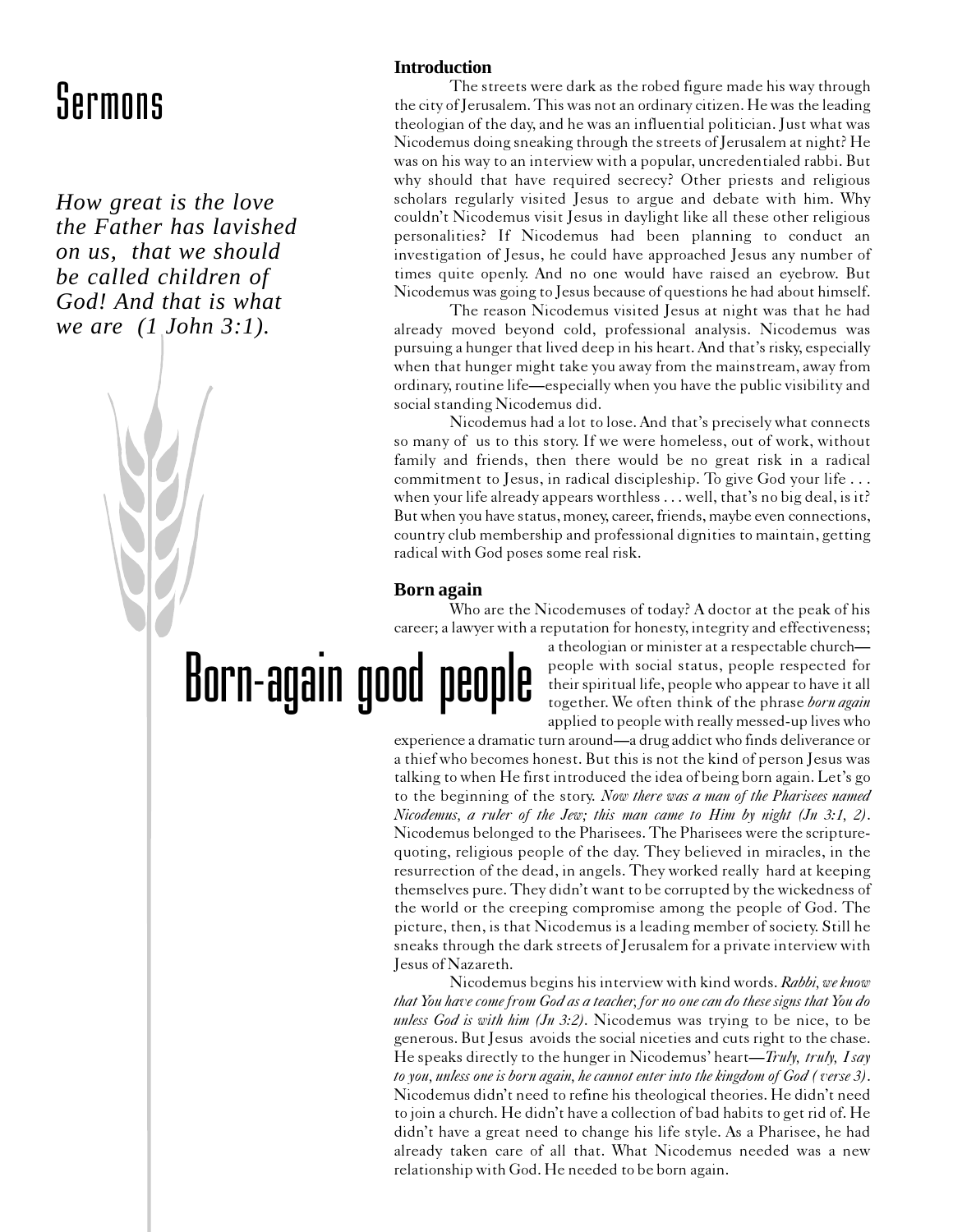# Sermons

***How great is the love the Father has lavished on us, that we should be called children of God! And that is what we are (1 John 3:1).***

# Born-again good people

### Introduction

The streets were dark as the robed figure made his way through the city of Jerusalem. This was not an ordinary citizen. He was the leading theologian of the day, and he was an influential politician. Just what was Nicodemus doing sneaking through the streets of Jerusalem at night? He was on his way to an interview with a popular, uncredentialed rabbi. But why should that have required secrecy? Other priests and religious scholars regularly visited Jesus to argue and debate with him. Why couldn't Nicodemus visit Jesus in daylight like all these other religious personalities? If Nicodemus had been planning to conduct an investigation of Jesus, he could have approached Jesus any number of times quite openly. And no one would have raised an eyebrow. But Nicodemus was going to Jesus because of questions he had about himself.

The reason Nicodemus visited Jesus at night was that he had already moved beyond cold, professional analysis. Nicodemus was pursuing a hunger that lived deep in his heart. And that's risky, especially when that hunger might take you away from the mainstream, away from ordinary, routine life—especially when you have the public visibility and social standing Nicodemus did.

Nicodemus had a lot to lose. And that's precisely what connects so many of us to this story. If we were homeless, out of work, without family and friends, then there would be no great risk in a radical commitment to Jesus, in radical discipleship. To give God your life . . . when your life already appears worthless . . . well, that's no big deal, is it? But when you have status, money, career, friends, maybe even connections, country club membership and professional dignities to maintain, getting radical with God poses some real risk.

### Born again

Who are the Nicodemuses of today? A doctor at the peak of his career; a lawyer with a reputation for honesty, integrity and effectiveness; a theologian or minister at a respectable church—people with social status, people respected for their spiritual life, people who appear to have it all together. We often think of the phrase *born again* applied to people with really messed-up lives who experience a dramatic turn around—a drug addict who finds deliverance or a thief who becomes honest. But this is not the kind of person Jesus was talking to when He first introduced the idea of being born again. Let's go to the beginning of the story. *Now there was a man of the Pharisees named Nicodemus, a ruler of the Jew; this man came to Him by night (Jn 3:1, 2)*. Nicodemus belonged to the Pharisees. The Pharisees were the scripture-quoting, religious people of the day. They believed in miracles, in the resurrection of the dead, in angels. They worked really hard at keeping themselves pure. They didn't want to be corrupted by the wickedness of the world or the creeping compromise among the people of God. The picture, then, is that Nicodemus is a leading member of society. Still he sneaks through the dark streets of Jerusalem for a private interview with Jesus of Nazareth.

Nicodemus begins his interview with kind words. *Rabbi, we know that You have come from God as a teacher, for no one can do these signs that You do unless God is with him (Jn 3:2)*. Nicodemus was trying to be nice, to be generous. But Jesus avoids the social niceties and cuts right to the chase. He speaks directly to the hunger in Nicodemus' heart—*Truly, truly, I say to you, unless one is born again, he cannot enter into the kingdom of God (verse 3)*. Nicodemus didn't need to refine his theological theories. He didn't need to join a church. He didn't have a collection of bad habits to get rid of. He didn't have a great need to change his life style. As a Pharisee, he had already taken care of all that. What Nicodemus needed was a new relationship with God. He needed to be born again.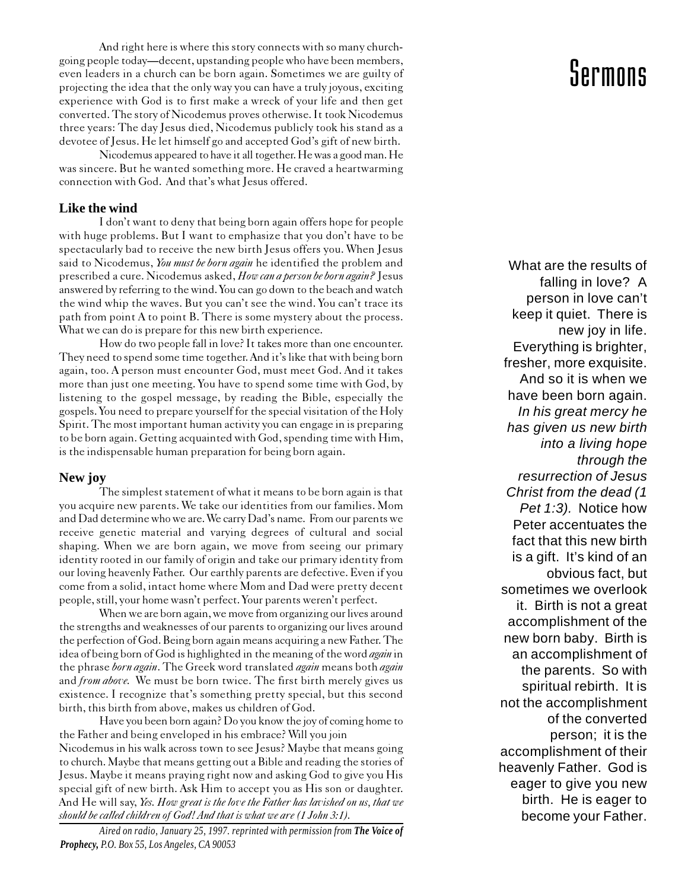And right here is where this story connects with so many church-going people today—decent, upstanding people who have been members, even leaders in a church can be born again. Sometimes we are guilty of projecting the idea that the only way you can have a truly joyous, exciting experience with God is to first make a wreck of your life and then get converted. The story of Nicodemus proves otherwise. It took Nicodemus three years: The day Jesus died, Nicodemus publicly took his stand as a devotee of Jesus. He let himself go and accepted God's gift of new birth.

Nicodemus appeared to have it all together. He was a good man. He was sincere. But he wanted something more. He craved a heartwarming connection with God. And that's what Jesus offered.

### Like the wind

I don't want to deny that being born again offers hope for people with huge problems. But I want to emphasize that you don't have to be spectacularly bad to receive the new birth Jesus offers you. When Jesus said to Nicodemus, *You must be born again* he identified the problem and prescribed a cure. Nicodemus asked, *How can a person be born again?* Jesus answered by referring to the wind. You can go down to the beach and watch the wind whip the waves. But you can't see the wind. You can't trace its path from point A to point B. There is some mystery about the process. What we can do is prepare for this new birth experience.

How do two people fall in love? It takes more than one encounter. They need to spend some time together. And it's like that with being born again, too. A person must encounter God, must meet God. And it takes more than just one meeting. You have to spend some time with God, by listening to the gospel message, by reading the Bible, especially the gospels. You need to prepare yourself for the special visitation of the Holy Spirit. The most important human activity you can engage in is preparing to be born again. Getting acquainted with God, spending time with Him, is the indispensable human preparation for being born again.

### New joy

The simplest statement of what it means to be born again is that you acquire new parents. We take our identities from our families. Mom and Dad determine who we are. We carry Dad's name. From our parents we receive genetic material and varying degrees of cultural and social shaping. When we are born again, we move from seeing our primary identity rooted in our family of origin and take our primary identity from our loving heavenly Father. Our earthly parents are defective. Even if you come from a solid, intact home where Mom and Dad were pretty decent people, still, your home wasn't perfect. Your parents weren't perfect.

When we are born again, we move from organizing our lives around the strengths and weaknesses of our parents to organizing our lives around the perfection of God. Being born again means acquiring a new Father. The idea of being born of God is highlighted in the meaning of the word *again* in the phrase *born again*. The Greek word translated *again* means both *again* and *from above*. We must be born twice. The first birth merely gives us existence. I recognize that's something pretty special, but this second birth, this birth from above, makes us children of God.

Have you been born again? Do you know the joy of coming home to the Father and being enveloped in his embrace? Will you join Nicodemus in his walk across town to see Jesus? Maybe that means going to church. Maybe that means getting out a Bible and reading the stories of Jesus. Maybe it means praying right now and asking God to give you His special gift of new birth. Ask Him to accept you as His son or daughter. And He will say, *Yes. How great is the love the Father has lavished on us, that we should be called children of God! And that is what we are (1 John 3:1).*

*Aired on radio, January 25, 1997. reprinted with permission from **The Voice of Prophecy,** P.O. Box 55, Los Angeles, CA 90053*

What are the results of falling in love? A person in love can't keep it quiet. There is new joy in life. Everything is brighter, fresher, more exquisite. And so it is when we have been born again. *In his great mercy he has given us new birth into a living hope through the resurrection of Jesus Christ from the dead (1 Pet 1:3).* Notice how Peter accentuates the fact that this new birth is a gift. It's kind of an obvious fact, but sometimes we overlook it. Birth is not a great accomplishment of the new born baby. Birth is an accomplishment of the parents. So with spiritual rebirth. It is not the accomplishment of the converted person; it is the accomplishment of their heavenly Father. God is eager to give you new birth. He is eager to become your Father.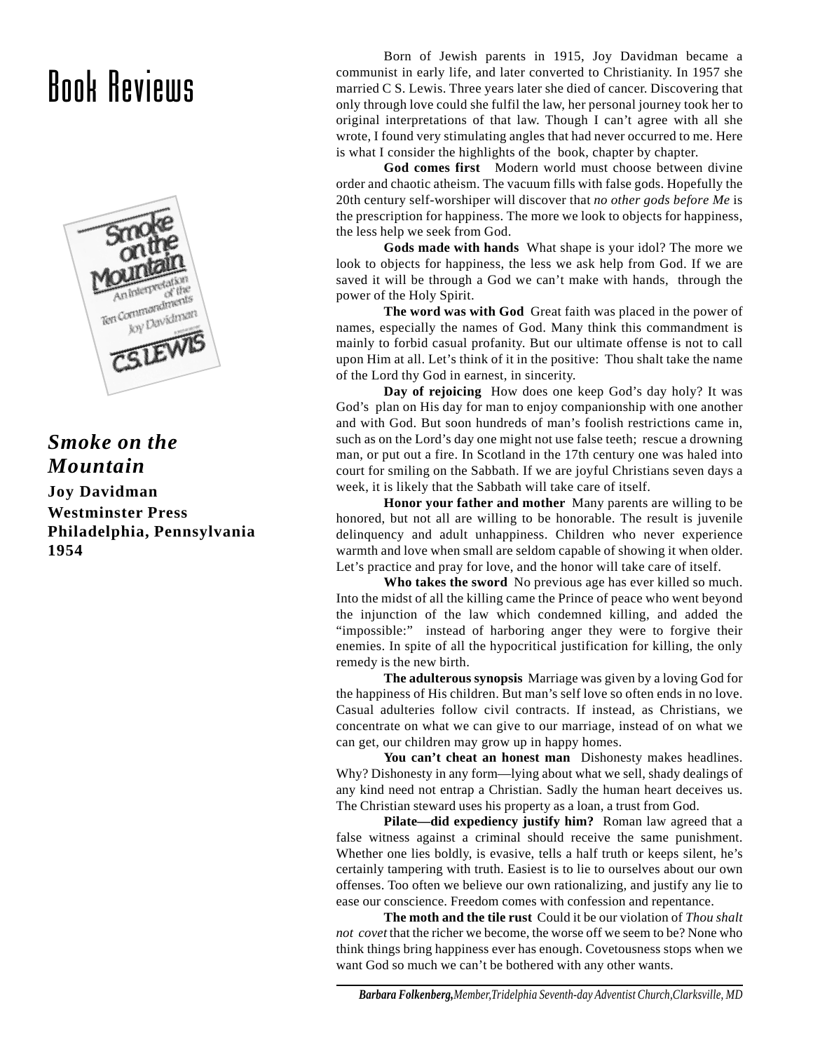# Book Reviews

## *Smoke on the Mountain*

**Joy Davidman**
**Westminster Press**
**Philadelphia, Pennsylvania**
**1954**

Born of Jewish parents in 1915, Joy Davidman became a communist in early life, and later converted to Christianity. In 1957 she married C S. Lewis. Three years later she died of cancer. Discovering that only through love could she fulfil the law, her personal journey took her to original interpretations of that law. Though I can't agree with all she wrote, I found very stimulating angles that had never occurred to me. Here is what I consider the highlights of the book, chapter by chapter.

**God comes first** Modern world must choose between divine order and chaotic atheism. The vacuum fills with false gods. Hopefully the 20th century self-worshiper will discover that *no other gods before Me* is the prescription for happiness. The more we look to objects for happiness, the less help we seek from God.

**Gods made with hands** What shape is your idol? The more we look to objects for happiness, the less we ask help from God. If we are saved it will be through a God we can't make with hands, through the power of the Holy Spirit.

**The word was with God** Great faith was placed in the power of names, especially the names of God. Many think this commandment is mainly to forbid casual profanity. But our ultimate offense is not to call upon Him at all. Let's think of it in the positive: Thou shalt take the name of the Lord thy God in earnest, in sincerity.

**Day of rejoicing** How does one keep God's day holy? It was God's plan on His day for man to enjoy companionship with one another and with God. But soon hundreds of man's foolish restrictions came in, such as on the Lord's day one might not use false teeth; rescue a drowning man, or put out a fire. In Scotland in the 17th century one was haled into court for smiling on the Sabbath. If we are joyful Christians seven days a week, it is likely that the Sabbath will take care of itself.

**Honor your father and mother** Many parents are willing to be honored, but not all are willing to be honorable. The result is juvenile delinquency and adult unhappiness. Children who never experience warmth and love when small are seldom capable of showing it when older. Let's practice and pray for love, and the honor will take care of itself.

**Who takes the sword** No previous age has ever killed so much. Into the midst of all the killing came the Prince of peace who went beyond the injunction of the law which condemned killing, and added the "impossible:" instead of harboring anger they were to forgive their enemies. In spite of all the hypocritical justification for killing, the only remedy is the new birth.

**The adulterous synopsis** Marriage was given by a loving God for the happiness of His children. But man's self love so often ends in no love. Casual adulteries follow civil contracts. If instead, as Christians, we concentrate on what we can give to our marriage, instead of on what we can get, our children may grow up in happy homes.

**You can't cheat an honest man** Dishonesty makes headlines. Why? Dishonesty in any form—lying about what we sell, shady dealings of any kind need not entrap a Christian. Sadly the human heart deceives us. The Christian steward uses his property as a loan, a trust from God.

**Pilate—did expediency justify him?** Roman law agreed that a false witness against a criminal should receive the same punishment. Whether one lies boldly, is evasive, tells a half truth or keeps silent, he's certainly tampering with truth. Easiest is to lie to ourselves about our own offenses. Too often we believe our own rationalizing, and justify any lie to ease our conscience. Freedom comes with confession and repentance.

**The moth and the tile rust** Could it be our violation of *Thou shalt not covet* that the richer we become, the worse off we seem to be? None who think things bring happiness ever has enough. Covetousness stops when we want God so much we can't be bothered with any other wants.

***Barbara Folkenberg,** Member, Tridelphia Seventh-day Adventist Church, Clarksville, MD*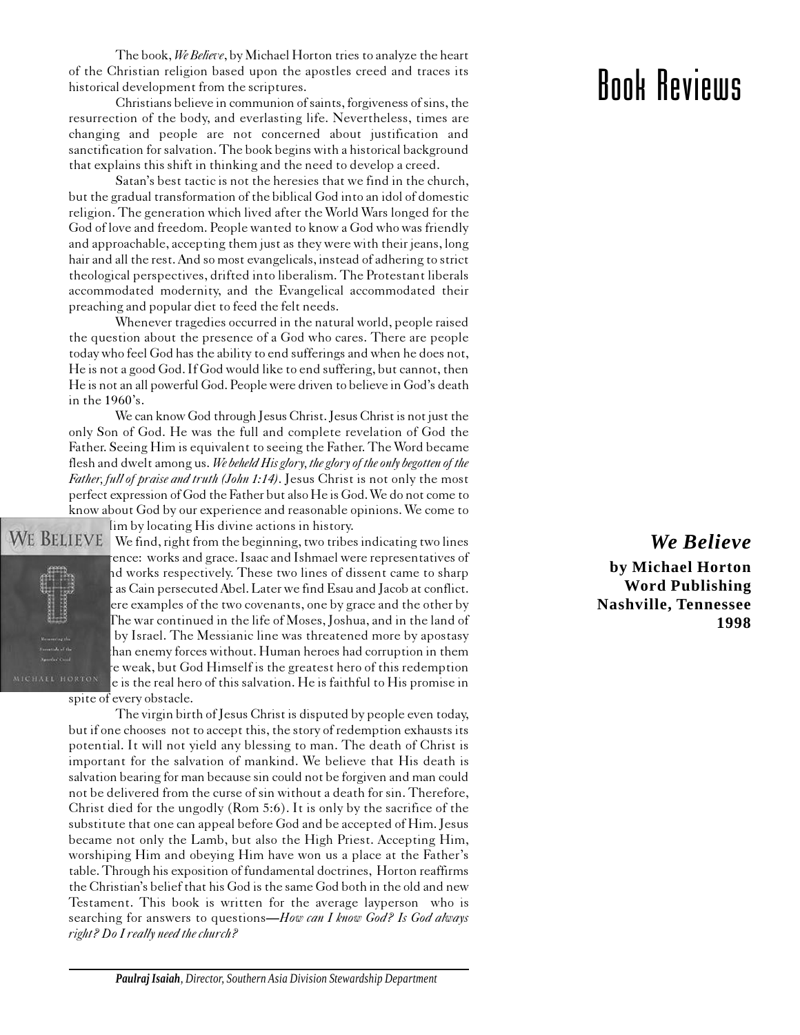# Book Reviews

***We Believe***
**by Michael Horton**
**Word Publishing**
**Nashville, Tennessee**
**1998**

The book, *We Believe*, by Michael Horton tries to analyze the heart of the Christian religion based upon the apostles creed and traces its historical development from the scriptures.

Christians believe in communion of saints, forgiveness of sins, the resurrection of the body, and everlasting life. Nevertheless, times are changing and people are not concerned about justification and sanctification for salvation. The book begins with a historical background that explains this shift in thinking and the need to develop a creed.

Satan's best tactic is not the heresies that we find in the church, but the gradual transformation of the biblical God into an idol of domestic religion. The generation which lived after the World Wars longed for the God of love and freedom. People wanted to know a God who was friendly and approachable, accepting them just as they were with their jeans, long hair and all the rest. And so most evangelicals, instead of adhering to strict theological perspectives, drifted into liberalism. The Protestant liberals accommodated modernity, and the Evangelical accommodated their preaching and popular diet to feed the felt needs.

Whenever tragedies occurred in the natural world, people raised the question about the presence of a God who cares. There are people today who feel God has the ability to end sufferings and when he does not, He is not a good God. If God would like to end suffering, but cannot, then He is not an all powerful God. People were driven to believe in God's death in the 1960's.

We can know God through Jesus Christ. Jesus Christ is not just the only Son of God. He was the full and complete revelation of God the Father. Seeing Him is equivalent to seeing the Father. The Word became flesh and dwelt among us. *We beheld His glory, the glory of the only begotten of the Father, full of praise and truth (John 1:14).* Jesus Christ is not only the most perfect expression of God the Father but also He is God. We do not come to know about God by our experience and reasonable opinions. We come to ... Him by locating His divine actions in history.

We find, right from the beginning, two tribes indicating two lines ...ence: works and grace. Isaac and Ishmael were representatives of ...nd works respectively. These two lines of dissent came to sharp ... as Cain persecuted Abel. Later we find Esau and Jacob at conflict. ...ere examples of the two covenants, one by grace and the other by ... The war continued in the life of Moses, Joshua, and in the land of ... by Israel. The Messianic line was threatened more by apostasy ...than enemy forces without. Human heroes had corruption in them ...e weak, but God Himself is the greatest hero of this redemption ...e is the real hero of this salvation. He is faithful to His promise in spite of every obstacle.

The virgin birth of Jesus Christ is disputed by people even today, but if one chooses not to accept this, the story of redemption exhausts its potential. It will not yield any blessing to man. The death of Christ is important for the salvation of mankind. We believe that His death is salvation bearing for man because sin could not be forgiven and man could not be delivered from the curse of sin without a death for sin. Therefore, Christ died for the ungodly (Rom 5:6). It is only by the sacrifice of the substitute that one can appeal before God and be accepted of Him. Jesus became not only the Lamb, but also the High Priest. Accepting Him, worshiping Him and obeying Him have won us a place at the Father's table. Through his exposition of fundamental doctrines, Horton reaffirms the Christian's belief that his God is the same God both in the old and new Testament. This book is written for the average layperson who is searching for answers to questions—*How can I know God? Is God always right? Do I really need the church?*

---

***Paulraj Isaiah**, Director, Southern Asia Division Stewardship Department*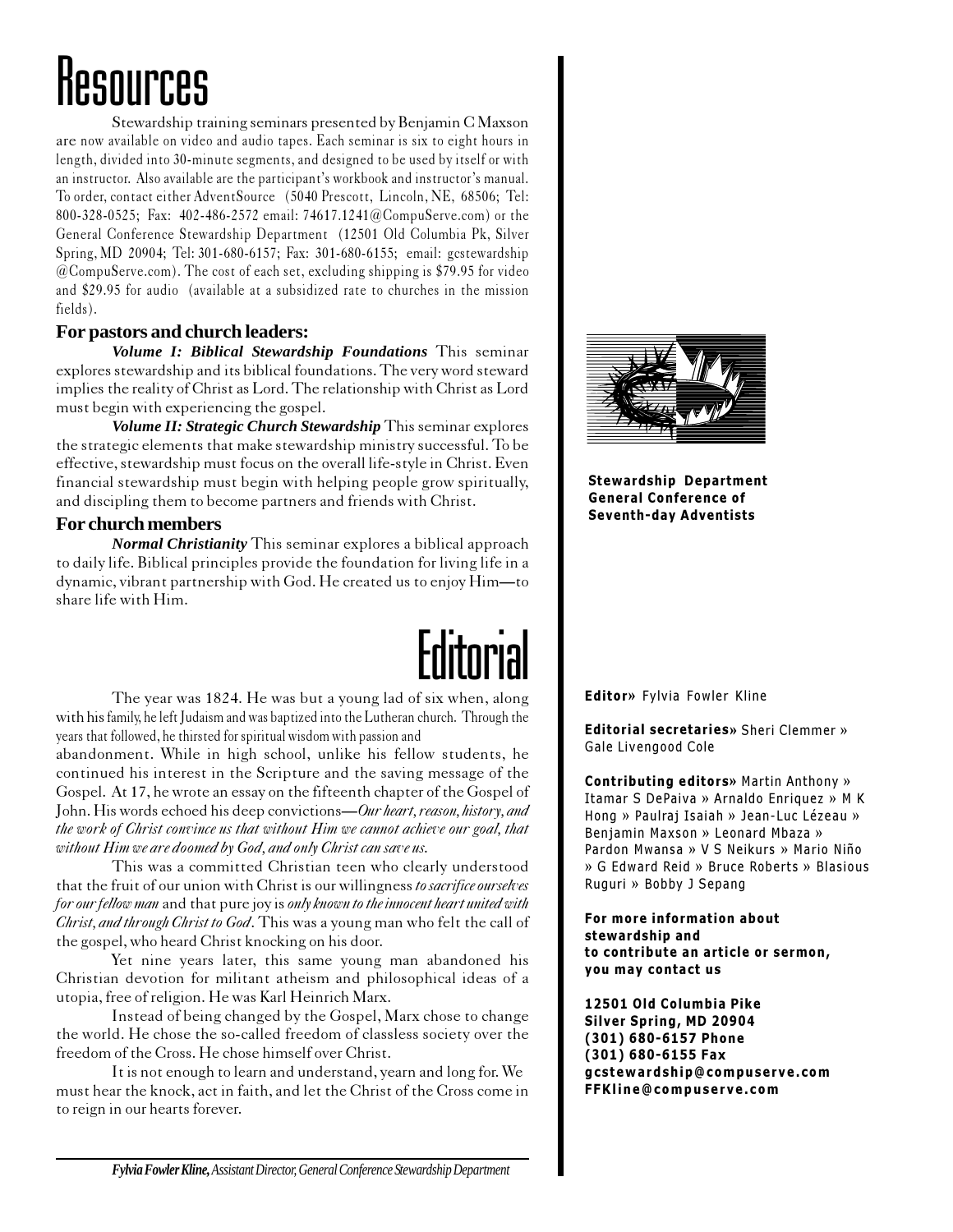# Resources

Stewardship training seminars presented by Benjamin C Maxson are now available on video and audio tapes. Each seminar is six to eight hours in length, divided into 30-minute segments, and designed to be used by itself or with an instructor. Also available are the participant's workbook and instructor's manual. To order, contact either AdventSource (5040 Prescott, Lincoln, NE, 68506; Tel: 800-328-0525; Fax: 402-486-2572 email: 74617.1241@CompuServe.com) or the General Conference Stewardship Department (12501 Old Columbia Pk, Silver Spring, MD 20904; Tel: 301-680-6157; Fax: 301-680-6155; email: gcstewardship @CompuServe.com). The cost of each set, excluding shipping is $79.95 for video and $29.95 for audio (available at a subsidized rate to churches in the mission fields).

### For pastors and church leaders:

***Volume I: Biblical Stewardship Foundations*** This seminar explores stewardship and its biblical foundations. The very word steward implies the reality of Christ as Lord. The relationship with Christ as Lord must begin with experiencing the gospel.

***Volume II: Strategic Church Stewardship*** This seminar explores the strategic elements that make stewardship ministry successful. To be effective, stewardship must focus on the overall life-style in Christ. Even financial stewardship must begin with helping people grow spiritually, and discipling them to become partners and friends with Christ.

### For church members

***Normal Christianity*** This seminar explores a biblical approach to daily life. Biblical principles provide the foundation for living life in a dynamic, vibrant partnership with God. He created us to enjoy Him—to share life with Him.

# Editorial

The year was 1824. He was but a young lad of six when, along with his family, he left Judaism and was baptized into the Lutheran church. Through the years that followed, he thirsted for spiritual wisdom with passion and abandonment. While in high school, unlike his fellow students, he continued his interest in the Scripture and the saving message of the Gospel. At 17, he wrote an essay on the fifteenth chapter of the Gospel of John. His words echoed his deep convictions—*Our heart, reason, history, and the work of Christ convince us that without Him we cannot achieve our goal, that without Him we are doomed by God, and only Christ can save us.*

This was a committed Christian teen who clearly understood that the fruit of our union with Christ is our willingness *to sacrifice ourselves for our fellow man* and that pure joy is *only known to the innocent heart united with Christ, and through Christ to God*. This was a young man who felt the call of the gospel, who heard Christ knocking on his door.

Yet nine years later, this same young man abandoned his Christian devotion for militant atheism and philosophical ideas of a utopia, free of religion. He was Karl Heinrich Marx.

Instead of being changed by the Gospel, Marx chose to change the world. He chose the so-called freedom of classless society over the freedom of the Cross. He chose himself over Christ.

It is not enough to learn and understand, yearn and long for. We must hear the knock, act in faith, and let the Christ of the Cross come in to reign in our hearts forever.

***Fylvia Fowler Kline,*** *Assistant Director, General Conference Stewardship Department*

**Stewardship Department**
**General Conference of**
**Seventh-day Adventists**

**Editor»** Fylvia Fowler Kline

**Editorial secretaries»** Sheri Clemmer » Gale Livengood Cole

**Contributing editors»** Martin Anthony » Itamar S DePaiva » Arnaldo Enriquez » M K Hong » Paulraj Isaiah » Jean-Luc Lézeau » Benjamin Maxson » Leonard Mbaza » Pardon Mwansa » V S Neikurs » Mario Niño » G Edward Reid » Bruce Roberts » Blasious Ruguri » Bobby J Sepang

**For more information about stewardship and to contribute an article or sermon, you may contact us**

**12501 Old Columbia Pike**
**Silver Spring, MD 20904**
**(301) 680-6157 Phone**
**(301) 680-6155 Fax**
**gcstewardship@compuserve.com**
**FFKline@compuserve.com**